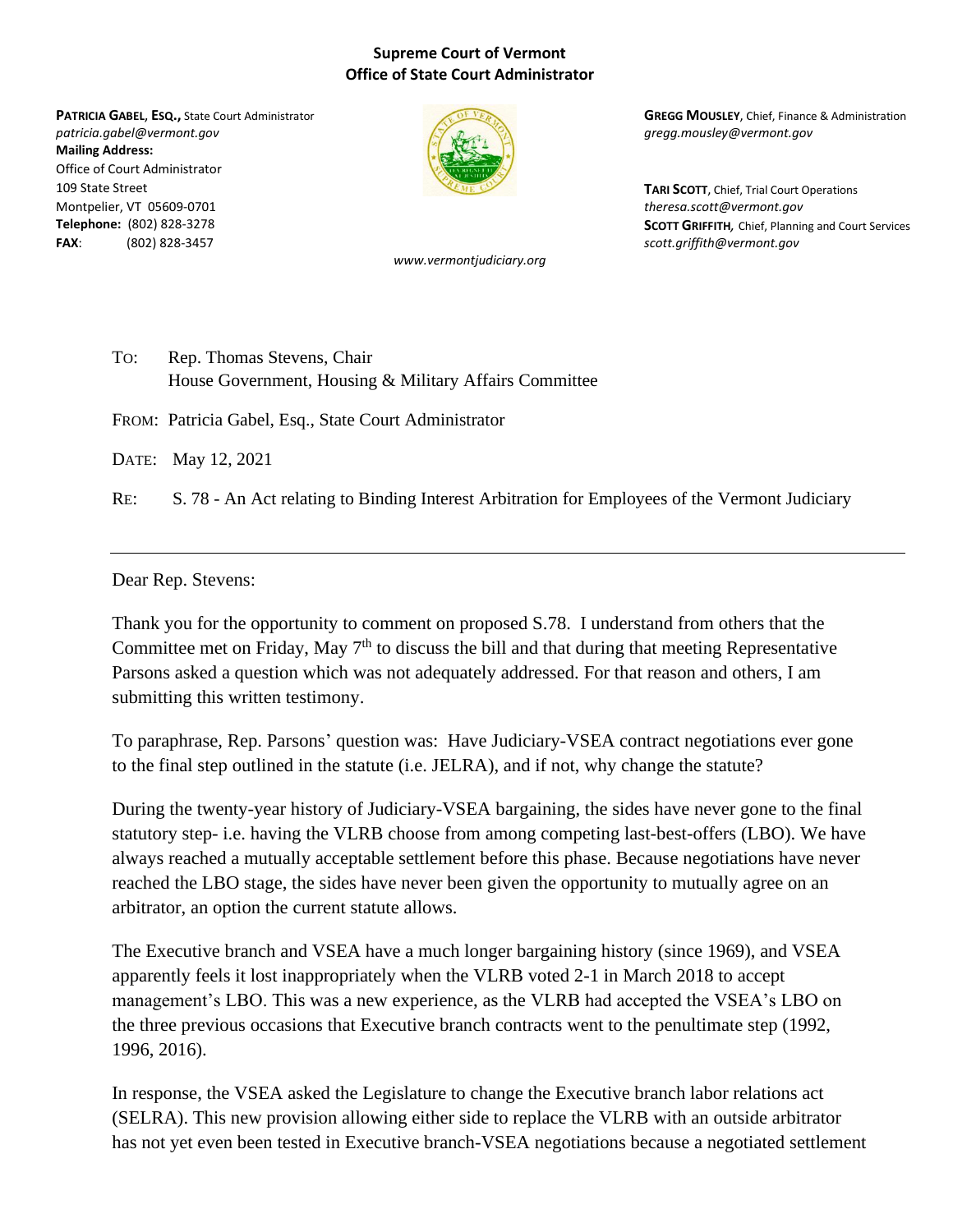**Supreme Court of Vermont**
**Office of State Court Administrator**

**PATRICIA GABEL, ESQ.,** State Court Administrator
*patricia.gabel@vermont.gov*
**Mailing Address:**
Office of Court Administrator
109 State Street
Montpelier, VT 05609-0701
**Telephone:** (802) 828-3278
**FAX**: (802) 828-3457

**GREGG MOUSLEY**, Chief, Finance & Administration
*gregg.mousley@vermont.gov*

**TARI SCOTT**, Chief, Trial Court Operations
*theresa.scott@vermont.gov*
**SCOTT GRIFFITH,** Chief, Planning and Court Services
*scott.griffith@vermont.gov*

*www.vermontjudiciary.org*

TO: Rep. Thomas Stevens, Chair
House Government, Housing & Military Affairs Committee

FROM: Patricia Gabel, Esq., State Court Administrator

DATE: May 12, 2021

RE: S. 78 - An Act relating to Binding Interest Arbitration for Employees of the Vermont Judiciary

---

Dear Rep. Stevens:

Thank you for the opportunity to comment on proposed S.78. I understand from others that the Committee met on Friday, May 7th to discuss the bill and that during that meeting Representative Parsons asked a question which was not adequately addressed. For that reason and others, I am submitting this written testimony.

To paraphrase, Rep. Parsons' question was: Have Judiciary-VSEA contract negotiations ever gone to the final step outlined in the statute (i.e. JELRA), and if not, why change the statute?

During the twenty-year history of Judiciary-VSEA bargaining, the sides have never gone to the final statutory step- i.e. having the VLRB choose from among competing last-best-offers (LBO). We have always reached a mutually acceptable settlement before this phase. Because negotiations have never reached the LBO stage, the sides have never been given the opportunity to mutually agree on an arbitrator, an option the current statute allows.

The Executive branch and VSEA have a much longer bargaining history (since 1969), and VSEA apparently feels it lost inappropriately when the VLRB voted 2-1 in March 2018 to accept management's LBO. This was a new experience, as the VLRB had accepted the VSEA's LBO on the three previous occasions that Executive branch contracts went to the penultimate step (1992, 1996, 2016).

In response, the VSEA asked the Legislature to change the Executive branch labor relations act (SELRA). This new provision allowing either side to replace the VLRB with an outside arbitrator has not yet even been tested in Executive branch-VSEA negotiations because a negotiated settlement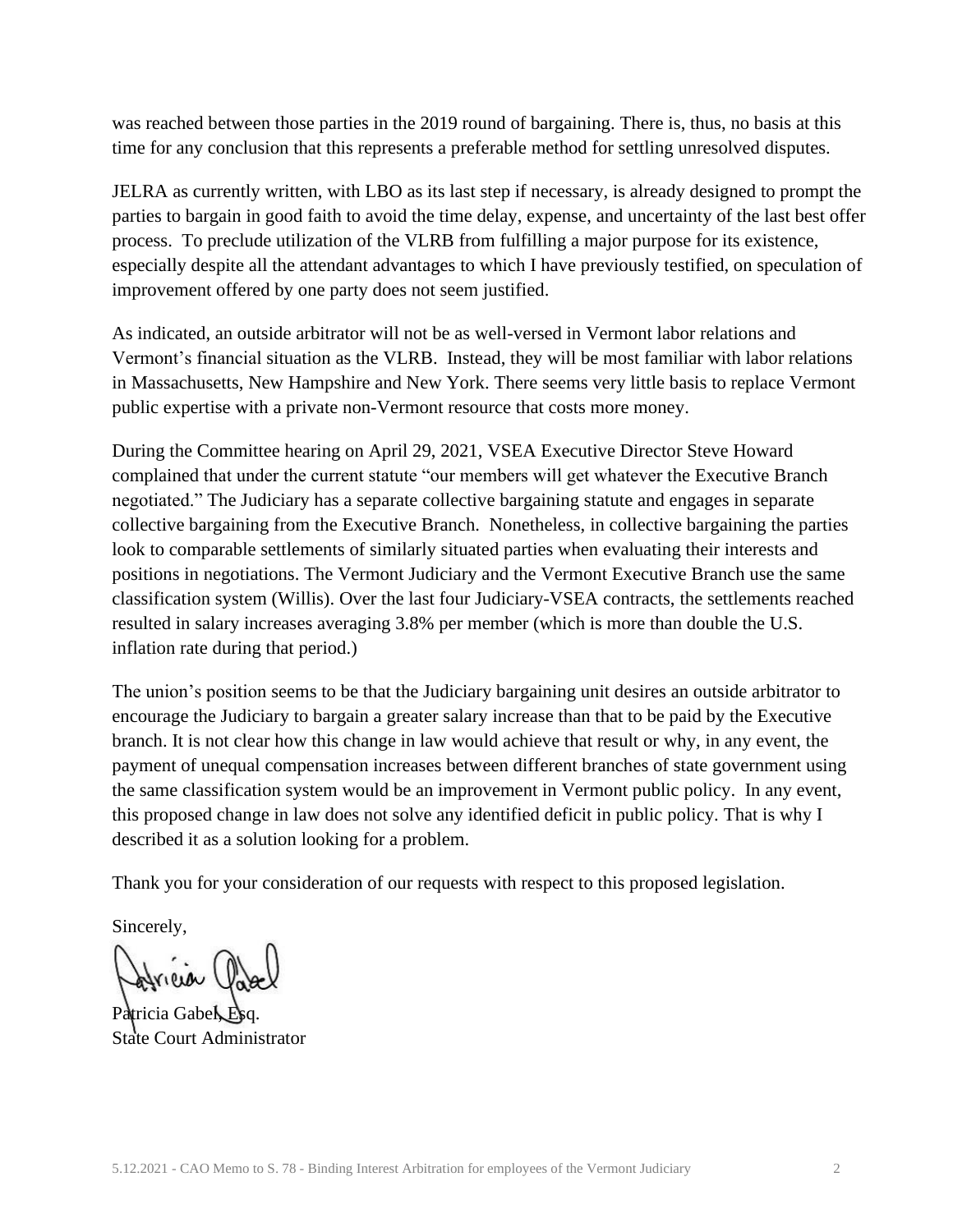was reached between those parties in the 2019 round of bargaining. There is, thus, no basis at this time for any conclusion that this represents a preferable method for settling unresolved disputes.

JELRA as currently written, with LBO as its last step if necessary, is already designed to prompt the parties to bargain in good faith to avoid the time delay, expense, and uncertainty of the last best offer process. To preclude utilization of the VLRB from fulfilling a major purpose for its existence, especially despite all the attendant advantages to which I have previously testified, on speculation of improvement offered by one party does not seem justified.

As indicated, an outside arbitrator will not be as well-versed in Vermont labor relations and Vermont's financial situation as the VLRB. Instead, they will be most familiar with labor relations in Massachusetts, New Hampshire and New York. There seems very little basis to replace Vermont public expertise with a private non-Vermont resource that costs more money.

During the Committee hearing on April 29, 2021, VSEA Executive Director Steve Howard complained that under the current statute "our members will get whatever the Executive Branch negotiated." The Judiciary has a separate collective bargaining statute and engages in separate collective bargaining from the Executive Branch. Nonetheless, in collective bargaining the parties look to comparable settlements of similarly situated parties when evaluating their interests and positions in negotiations. The Vermont Judiciary and the Vermont Executive Branch use the same classification system (Willis). Over the last four Judiciary-VSEA contracts, the settlements reached resulted in salary increases averaging 3.8% per member (which is more than double the U.S. inflation rate during that period.)

The union's position seems to be that the Judiciary bargaining unit desires an outside arbitrator to encourage the Judiciary to bargain a greater salary increase than that to be paid by the Executive branch. It is not clear how this change in law would achieve that result or why, in any event, the payment of unequal compensation increases between different branches of state government using the same classification system would be an improvement in Vermont public policy. In any event, this proposed change in law does not solve any identified deficit in public policy. That is why I described it as a solution looking for a problem.

Thank you for your consideration of our requests with respect to this proposed legislation.

Sincerely,

Patricia Gabel, Esq.
State Court Administrator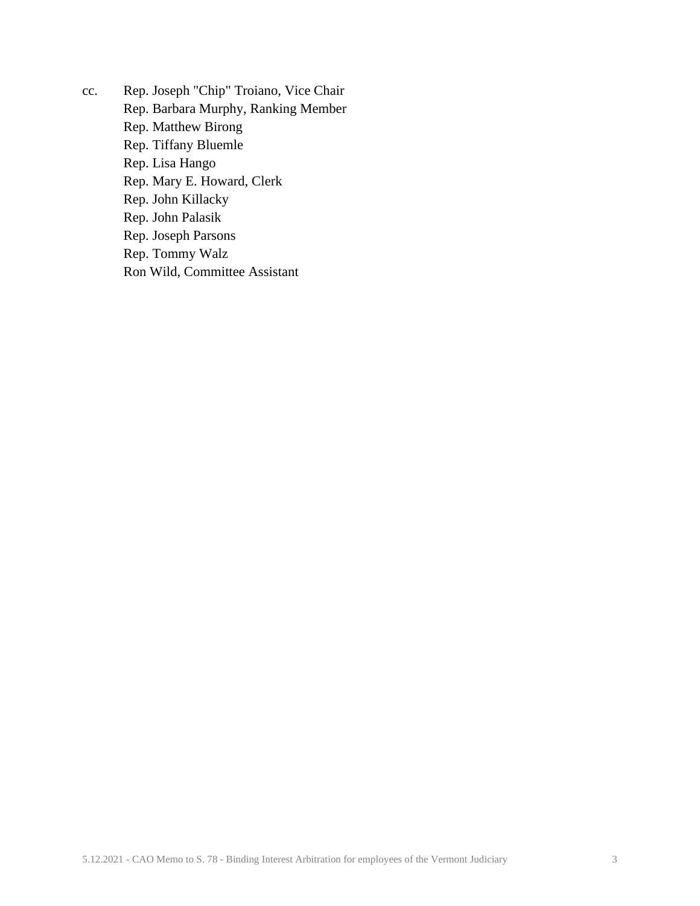cc. Rep. Joseph "Chip" Troiano, Vice Chair
Rep. Barbara Murphy, Ranking Member
Rep. Matthew Birong
Rep. Tiffany Bluemle
Rep. Lisa Hango
Rep. Mary E. Howard, Clerk
Rep. John Killacky
Rep. John Palasik
Rep. Joseph Parsons
Rep. Tommy Walz
Ron Wild, Committee Assistant